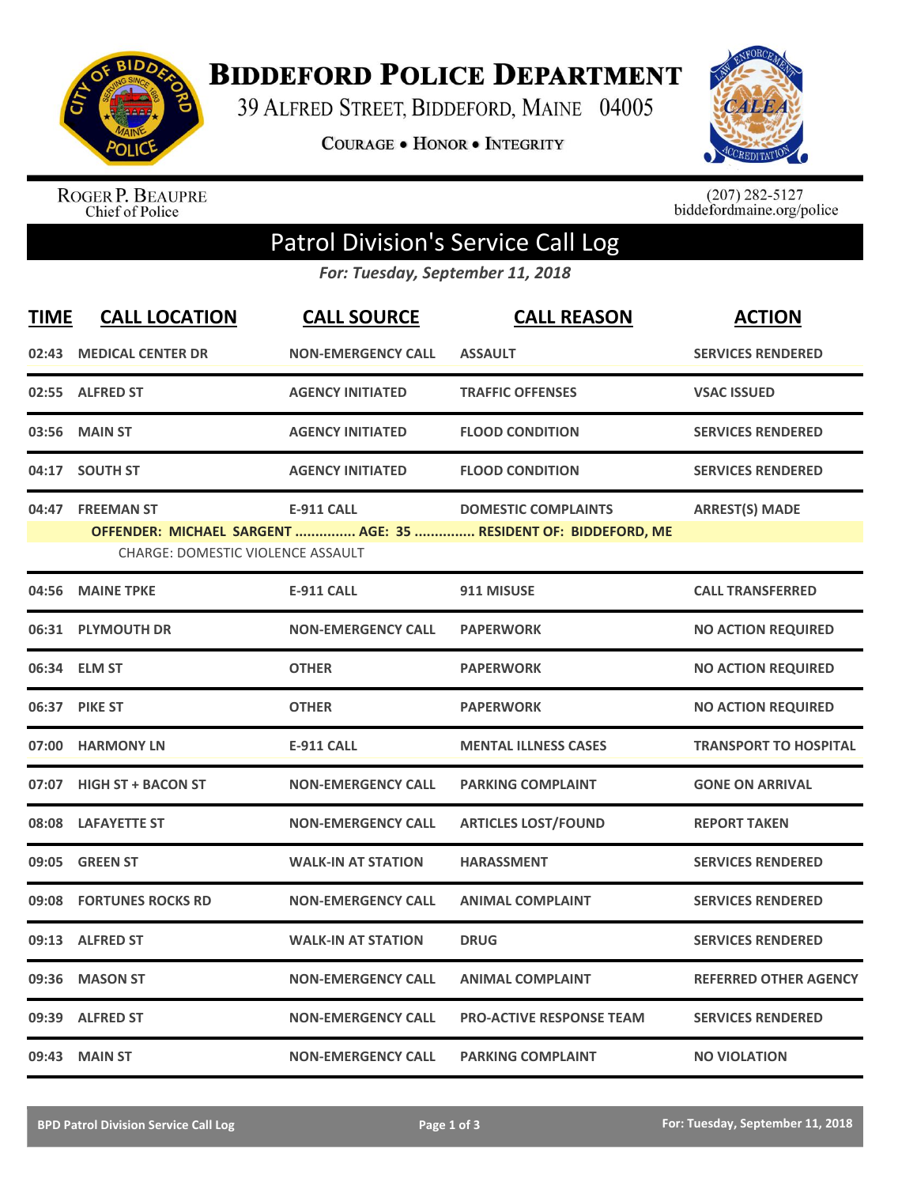# Biddeford Police Department

39 Alfred Street, Biddeford, Maine 04005

**Courage • Honor • Integrity**

Roger P. Beaupre
Chief of Police

(207) 282-5127
biddefordmaine.org/police

## Patrol Division's Service Call Log

*For: Tuesday, September 11, 2018*

| TIME | CALL LOCATION | CALL SOURCE | CALL REASON | ACTION |
|---|---|---|---|---|
| 02:43 | MEDICAL CENTER DR | NON-EMERGENCY CALL | ASSAULT | SERVICES RENDERED |
| 02:55 | ALFRED ST | AGENCY INITIATED | TRAFFIC OFFENSES | VSAC ISSUED |
| 03:56 | MAIN ST | AGENCY INITIATED | FLOOD CONDITION | SERVICES RENDERED |
| 04:17 | SOUTH ST | AGENCY INITIATED | FLOOD CONDITION | SERVICES RENDERED |
| 04:47 | FREEMAN ST | E-911 CALL | DOMESTIC COMPLAINTS | ARREST(S) MADE |
| | OFFENDER: MICHAEL SARGENT ............... AGE: 35 ............... RESIDENT OF: BIDDEFORD, ME | | | |
| | CHARGE: DOMESTIC VIOLENCE ASSAULT | | | |
| 04:56 | MAINE TPKE | E-911 CALL | 911 MISUSE | CALL TRANSFERRED |
| 06:31 | PLYMOUTH DR | NON-EMERGENCY CALL | PAPERWORK | NO ACTION REQUIRED |
| 06:34 | ELM ST | OTHER | PAPERWORK | NO ACTION REQUIRED |
| 06:37 | PIKE ST | OTHER | PAPERWORK | NO ACTION REQUIRED |
| 07:00 | HARMONY LN | E-911 CALL | MENTAL ILLNESS CASES | TRANSPORT TO HOSPITAL |
| 07:07 | HIGH ST + BACON ST | NON-EMERGENCY CALL | PARKING COMPLAINT | GONE ON ARRIVAL |
| 08:08 | LAFAYETTE ST | NON-EMERGENCY CALL | ARTICLES LOST/FOUND | REPORT TAKEN |
| 09:05 | GREEN ST | WALK-IN AT STATION | HARASSMENT | SERVICES RENDERED |
| 09:08 | FORTUNES ROCKS RD | NON-EMERGENCY CALL | ANIMAL COMPLAINT | SERVICES RENDERED |
| 09:13 | ALFRED ST | WALK-IN AT STATION | DRUG | SERVICES RENDERED |
| 09:36 | MASON ST | NON-EMERGENCY CALL | ANIMAL COMPLAINT | REFERRED OTHER AGENCY |
| 09:39 | ALFRED ST | NON-EMERGENCY CALL | PRO-ACTIVE RESPONSE TEAM | SERVICES RENDERED |
| 09:43 | MAIN ST | NON-EMERGENCY CALL | PARKING COMPLAINT | NO VIOLATION |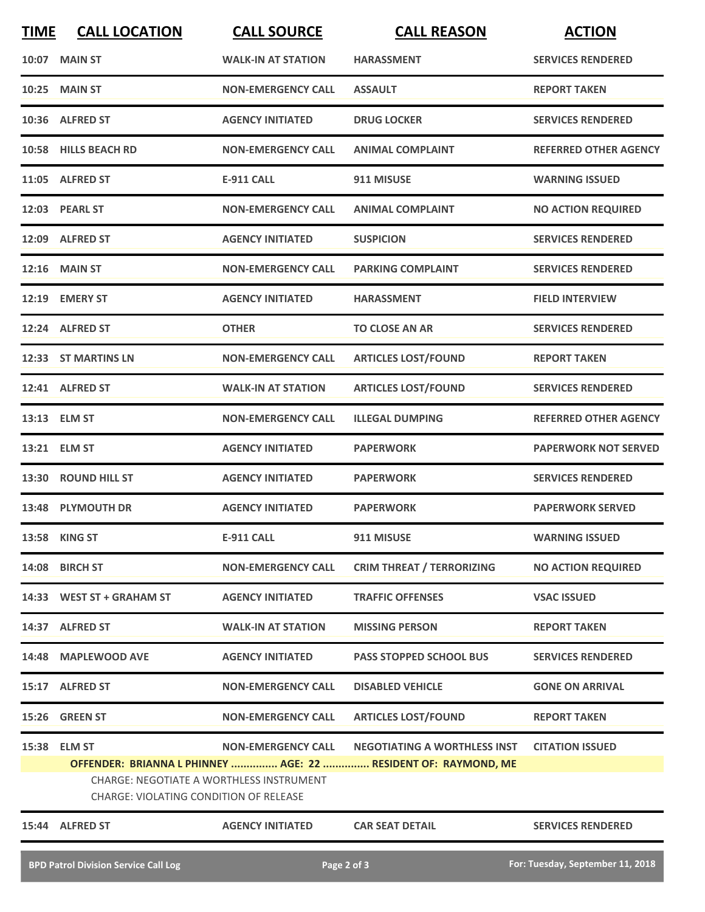| TIME | CALL LOCATION | CALL SOURCE | CALL REASON | ACTION |
|---|---|---|---|---|
| 10:07 | MAIN ST | WALK-IN AT STATION | HARASSMENT | SERVICES RENDERED |
| 10:25 | MAIN ST | NON-EMERGENCY CALL | ASSAULT | REPORT TAKEN |
| 10:36 | ALFRED ST | AGENCY INITIATED | DRUG LOCKER | SERVICES RENDERED |
| 10:58 | HILLS BEACH RD | NON-EMERGENCY CALL | ANIMAL COMPLAINT | REFERRED OTHER AGENCY |
| 11:05 | ALFRED ST | E-911 CALL | 911 MISUSE | WARNING ISSUED |
| 12:03 | PEARL ST | NON-EMERGENCY CALL | ANIMAL COMPLAINT | NO ACTION REQUIRED |
| 12:09 | ALFRED ST | AGENCY INITIATED | SUSPICION | SERVICES RENDERED |
| 12:16 | MAIN ST | NON-EMERGENCY CALL | PARKING COMPLAINT | SERVICES RENDERED |
| 12:19 | EMERY ST | AGENCY INITIATED | HARASSMENT | FIELD INTERVIEW |
| 12:24 | ALFRED ST | OTHER | TO CLOSE AN AR | SERVICES RENDERED |
| 12:33 | ST MARTINS LN | NON-EMERGENCY CALL | ARTICLES LOST/FOUND | REPORT TAKEN |
| 12:41 | ALFRED ST | WALK-IN AT STATION | ARTICLES LOST/FOUND | SERVICES RENDERED |
| 13:13 | ELM ST | NON-EMERGENCY CALL | ILLEGAL DUMPING | REFERRED OTHER AGENCY |
| 13:21 | ELM ST | AGENCY INITIATED | PAPERWORK | PAPERWORK NOT SERVED |
| 13:30 | ROUND HILL ST | AGENCY INITIATED | PAPERWORK | SERVICES RENDERED |
| 13:48 | PLYMOUTH DR | AGENCY INITIATED | PAPERWORK | PAPERWORK SERVED |
| 13:58 | KING ST | E-911 CALL | 911 MISUSE | WARNING ISSUED |
| 14:08 | BIRCH ST | NON-EMERGENCY CALL | CRIM THREAT / TERRORIZING | NO ACTION REQUIRED |
| 14:33 | WEST ST + GRAHAM ST | AGENCY INITIATED | TRAFFIC OFFENSES | VSAC ISSUED |
| 14:37 | ALFRED ST | WALK-IN AT STATION | MISSING PERSON | REPORT TAKEN |
| 14:48 | MAPLEWOOD AVE | AGENCY INITIATED | PASS STOPPED SCHOOL BUS | SERVICES RENDERED |
| 15:17 | ALFRED ST | NON-EMERGENCY CALL | DISABLED VEHICLE | GONE ON ARRIVAL |
| 15:26 | GREEN ST | NON-EMERGENCY CALL | ARTICLES LOST/FOUND | REPORT TAKEN |
| 15:38 | ELM ST | NON-EMERGENCY CALL | NEGOTIATING A WORTHLESS INST | CITATION ISSUED |
| | OFFENDER: BRIANNA L PHINNEY ............... AGE: 22 ............... RESIDENT OF: RAYMOND, ME<br>CHARGE: NEGOTIATE A WORTHLESS INSTRUMENT<br>CHARGE: VIOLATING CONDITION OF RELEASE | | | |
| 15:44 | ALFRED ST | AGENCY INITIATED | CAR SEAT DETAIL | SERVICES RENDERED |

BPD Patrol Division Service Call Log — For: Tuesday, September 11, 2018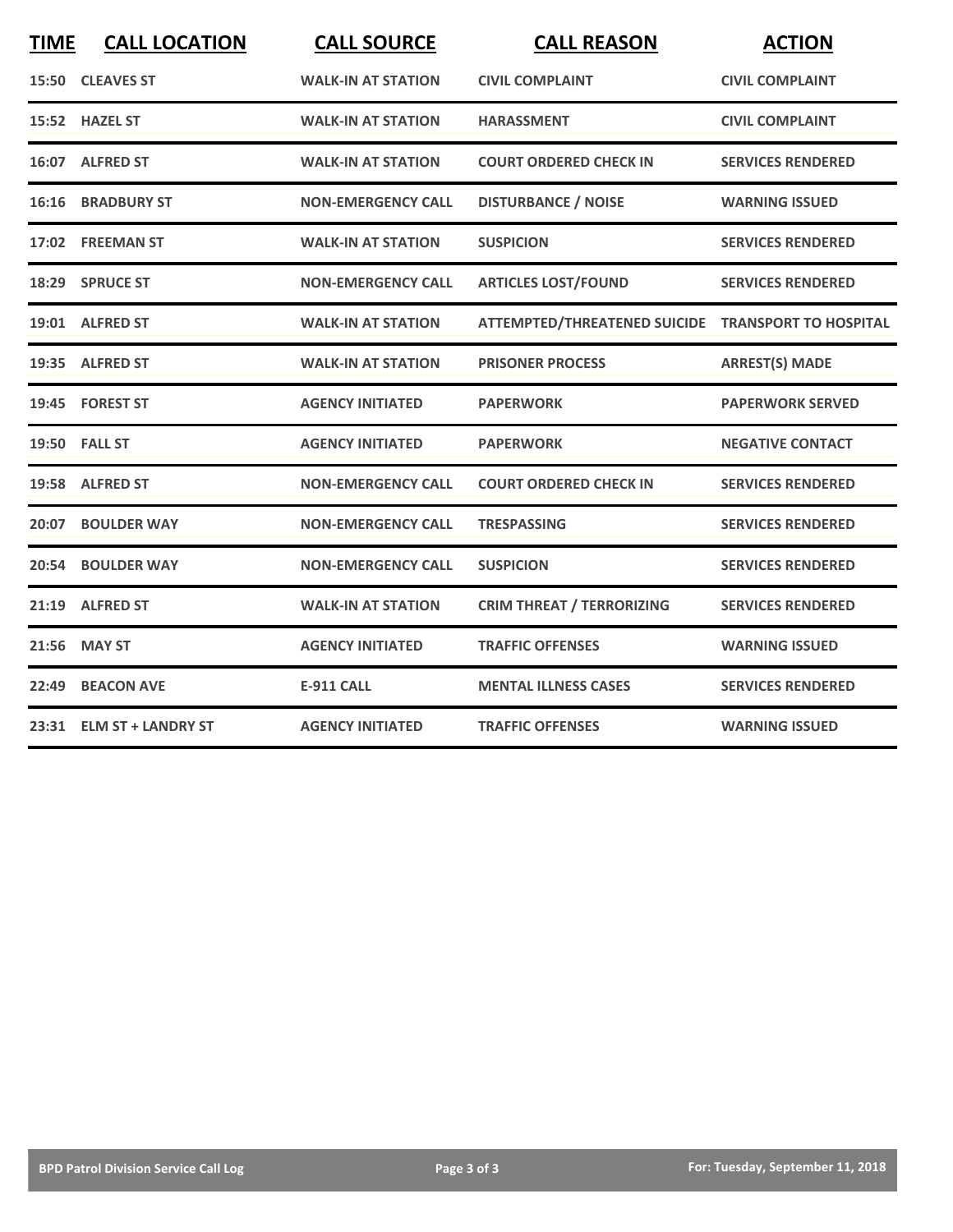| TIME | CALL LOCATION | CALL SOURCE | CALL REASON | ACTION |
|---|---|---|---|---|
| 15:50 | CLEAVES ST | WALK-IN AT STATION | CIVIL COMPLAINT | CIVIL COMPLAINT |
| 15:52 | HAZEL ST | WALK-IN AT STATION | HARASSMENT | CIVIL COMPLAINT |
| 16:07 | ALFRED ST | WALK-IN AT STATION | COURT ORDERED CHECK IN | SERVICES RENDERED |
| 16:16 | BRADBURY ST | NON-EMERGENCY CALL | DISTURBANCE / NOISE | WARNING ISSUED |
| 17:02 | FREEMAN ST | WALK-IN AT STATION | SUSPICION | SERVICES RENDERED |
| 18:29 | SPRUCE ST | NON-EMERGENCY CALL | ARTICLES LOST/FOUND | SERVICES RENDERED |
| 19:01 | ALFRED ST | WALK-IN AT STATION | ATTEMPTED/THREATENED SUICIDE | TRANSPORT TO HOSPITAL |
| 19:35 | ALFRED ST | WALK-IN AT STATION | PRISONER PROCESS | ARREST(S) MADE |
| 19:45 | FOREST ST | AGENCY INITIATED | PAPERWORK | PAPERWORK SERVED |
| 19:50 | FALL ST | AGENCY INITIATED | PAPERWORK | NEGATIVE CONTACT |
| 19:58 | ALFRED ST | NON-EMERGENCY CALL | COURT ORDERED CHECK IN | SERVICES RENDERED |
| 20:07 | BOULDER WAY | NON-EMERGENCY CALL | TRESPASSING | SERVICES RENDERED |
| 20:54 | BOULDER WAY | NON-EMERGENCY CALL | SUSPICION | SERVICES RENDERED |
| 21:19 | ALFRED ST | WALK-IN AT STATION | CRIM THREAT / TERRORIZING | SERVICES RENDERED |
| 21:56 | MAY ST | AGENCY INITIATED | TRAFFIC OFFENSES | WARNING ISSUED |
| 22:49 | BEACON AVE | E-911 CALL | MENTAL ILLNESS CASES | SERVICES RENDERED |
| 23:31 | ELM ST + LANDRY ST | AGENCY INITIATED | TRAFFIC OFFENSES | WARNING ISSUED |